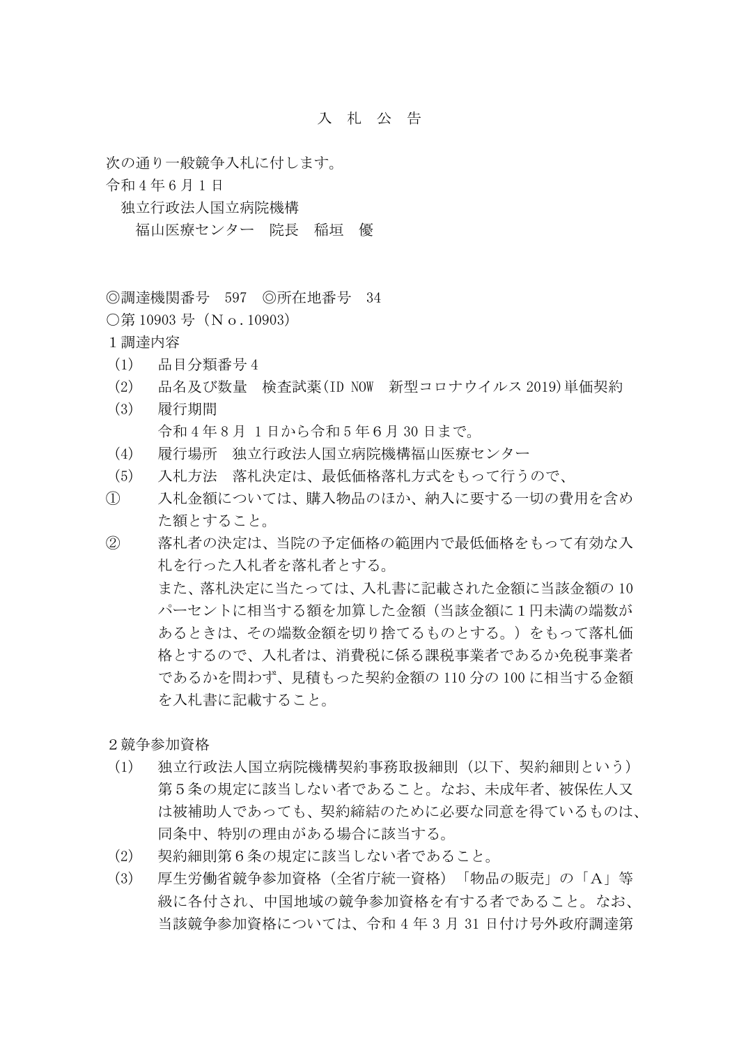# 入　札　公　告

次の通り一般競争入札に付します。
令和４年６月１日
　独立行政法人国立病院機構
　　福山医療センター　院長　稲垣　優

◎調達機関番号　597　◎所在地番号　34
○第 10903 号（Ｎｏ．10903）

１調達内容

（1）　品目分類番号４

（2）　品名及び数量　検査試薬(ID NOW　新型コロナウイルス 2019)単価契約

（3）　履行期間
　　令和４年８月 １日から令和５年６月 30 日まで。

（4）　履行場所　独立行政法人国立病院機構福山医療センター

（5）　入札方法　落札決定は、最低価格落札方式をもって行うので、

①　入札金額については、購入物品のほか、納入に要する一切の費用を含めた額とすること。

②　落札者の決定は、当院の予定価格の範囲内で最低価格をもって有効な入札を行った入札者を落札者とする。
　また、落札決定に当たっては、入札書に記載された金額に当該金額の 10 パーセントに相当する額を加算した金額（当該金額に１円未満の端数があるときは、その端数金額を切り捨てるものとする。）をもって落札価格とするので、入札者は、消費税に係る課税事業者であるか免税事業者であるかを問わず、見積もった契約金額の 110 分の 100 に相当する金額を入札書に記載すること。

２競争参加資格

（1）　独立行政法人国立病院機構契約事務取扱細則（以下、契約細則という）第５条の規定に該当しない者であること。なお、未成年者、被保佐人又は被補助人であっても、契約締結のために必要な同意を得ているものは、同条中、特別の理由がある場合に該当する。

（2）　契約細則第６条の規定に該当しない者であること。

（3）　厚生労働省競争参加資格（全省庁統一資格）「物品の販売」の「Ａ」等級に格付され、中国地域の競争参加資格を有する者であること。なお、当該競争参加資格については、令和４年３月 31 日付け号外政府調達第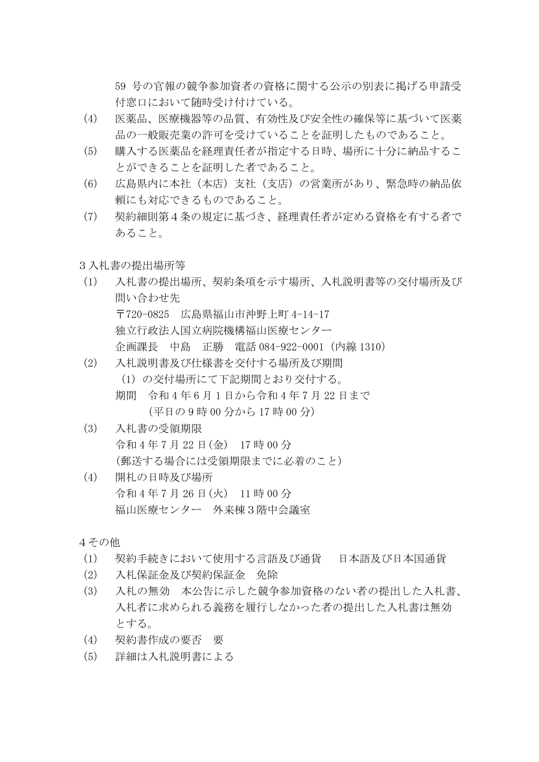59 号の官報の競争参加資格者の資格に関する公示の別表に掲げる申請受付窓口において随時受け付けている。

(4) 医薬品、医療機器等の品質、有効性及び安全性の確保等に基づいて医薬品の一般販売業の許可を受けていることを証明したものであること。

(5) 購入する医薬品を経理責任者が指定する日時、場所に十分に納品することができることを証明した者であること。

(6) 広島県内に本社（本店）支社（支店）の営業所があり、緊急時の納品依頼にも対応できるものであること。

(7) 契約細則第４条の規定に基づき、経理責任者が定める資格を有する者であること。

３入札書の提出場所等

(1) 入札書の提出場所、契約条項を示す場所、入札説明書等の交付場所及び問い合わせ先
〒720-0825　広島県福山市沖野上町 4-14-17
独立行政法人国立病院機構福山医療センター
企画課長　中島　正勝　電話 084-922-0001（内線 1310）

(2) 入札説明書及び仕様書を交付する場所及び期間
（1）の交付場所にて下記期間とおり交付する。
期間　令和４年６月１日から令和４年７月 22 日まで
（平日の９時 00 分から 17 時 00 分）

(3) 入札書の受領期限
令和４年７月 22 日(金)　17 時 00 分
(郵送する場合には受領期限までに必着のこと)

(4) 開札の日時及び場所
令和４年７月 26 日(火)　11 時 00 分
福山医療センター　外来棟３階中会議室

４その他

(1) 契約手続きにおいて使用する言語及び通貨　　日本語及び日本国通貨

(2) 入札保証金及び契約保証金　免除

(3) 入札の無効　本公告に示した競争参加資格のない者の提出した入札書、入札者に求められる義務を履行しなかった者の提出した入札書は無効とする。

(4) 契約書作成の要否　要

(5) 詳細は入札説明書による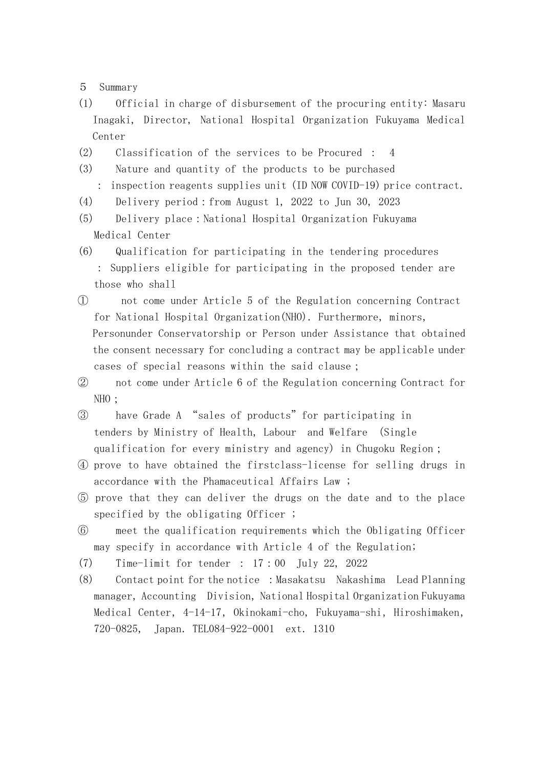5　Summary

(1)　Official in charge of disbursement of the procuring entity: Masaru Inagaki, Director, National Hospital Organization Fukuyama Medical Center

(2)　Classification of the services to be Procured　:　4

(3)　Nature and quantity of the products to be purchased
　: inspection reagents supplies unit (ID NOW COVID-19) price contract.

(4)　Delivery period：from August 1, 2022 to Jun 30, 2023

(5)　Delivery place：National Hospital Organization Fukuyama Medical Center

(6)　Qualification for participating in the tendering procedures
　: Suppliers eligible for participating in the proposed tender are those who shall

① not come under Article 5 of the Regulation concerning Contract for National Hospital Organization(NHO). Furthermore, minors, Personunder Conservatorship or Person under Assistance that obtained the consent necessary for concluding a contract may be applicable under cases of special reasons within the said clause；

② not come under Article 6 of the Regulation concerning Contract for NHO；

③ have Grade A “sales of products” for participating in tenders by Ministry of Health, Labour and Welfare (Single qualification for every ministry and agency) in Chugoku Region；

④ prove to have obtained the firstclass-license for selling drugs in accordance with the Phamaceutical Affairs Law ；

⑤ prove that they can deliver the drugs on the date and to the place specified by the obligating Officer ；

⑥ meet the qualification requirements which the Obligating Officer may specify in accordance with Article 4 of the Regulation;

(7)　Time-limit for tender　:　17：00　July 22, 2022

(8)　Contact point for the notice　：Masakatsu　Nakashima　Lead Planning manager, Accounting　Division, National Hospital Organization Fukuyama Medical Center, 4-14-17, Okinokami-cho, Fukuyama-shi, Hiroshimaken, 720-0825,　Japan. TEL084-922-0001　ext. 1310